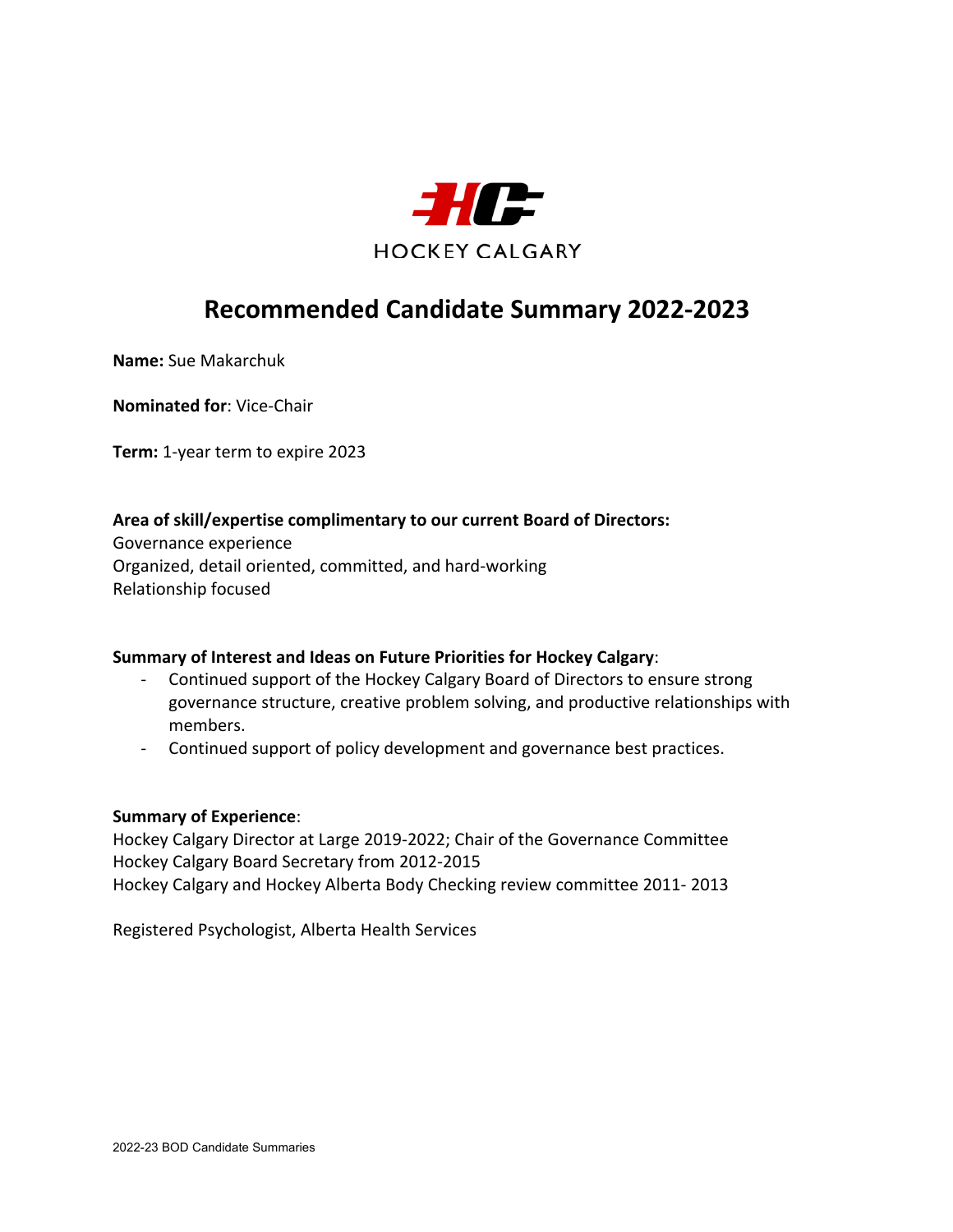HOCKEY CALGARY

# Recommended Candidate Summary 2022-2023

**Name:** Sue Makarchuk

**Nominated for**: Vice-Chair

**Term:** 1-year term to expire 2023

**Area of skill/expertise complimentary to our current Board of Directors:**
Governance experience
Organized, detail oriented, committed, and hard-working
Relationship focused

**Summary of Interest and Ideas on Future Priorities for Hockey Calgary**:

- Continued support of the Hockey Calgary Board of Directors to ensure strong governance structure, creative problem solving, and productive relationships with members.
- Continued support of policy development and governance best practices.

**Summary of Experience**:
Hockey Calgary Director at Large 2019-2022; Chair of the Governance Committee
Hockey Calgary Board Secretary from 2012-2015
Hockey Calgary and Hockey Alberta Body Checking review committee 2011- 2013

Registered Psychologist, Alberta Health Services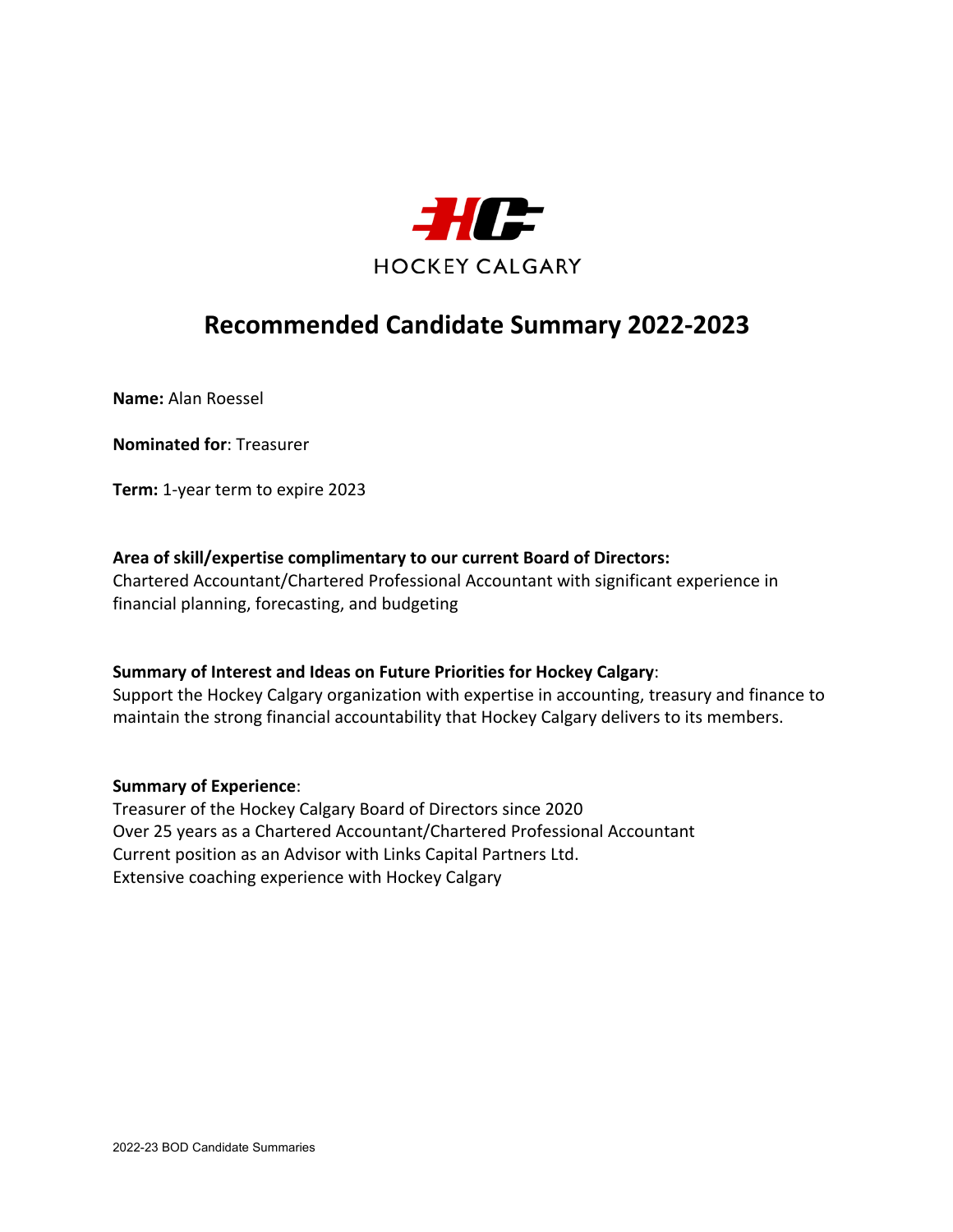HOCKEY CALGARY

# Recommended Candidate Summary 2022-2023

**Name:** Alan Roessel

**Nominated for**: Treasurer

**Term:** 1-year term to expire 2023

**Area of skill/expertise complimentary to our current Board of Directors:**
Chartered Accountant/Chartered Professional Accountant with significant experience in financial planning, forecasting, and budgeting

**Summary of Interest and Ideas on Future Priorities for Hockey Calgary**:
Support the Hockey Calgary organization with expertise in accounting, treasury and finance to maintain the strong financial accountability that Hockey Calgary delivers to its members.

**Summary of Experience**:
Treasurer of the Hockey Calgary Board of Directors since 2020
Over 25 years as a Chartered Accountant/Chartered Professional Accountant
Current position as an Advisor with Links Capital Partners Ltd.
Extensive coaching experience with Hockey Calgary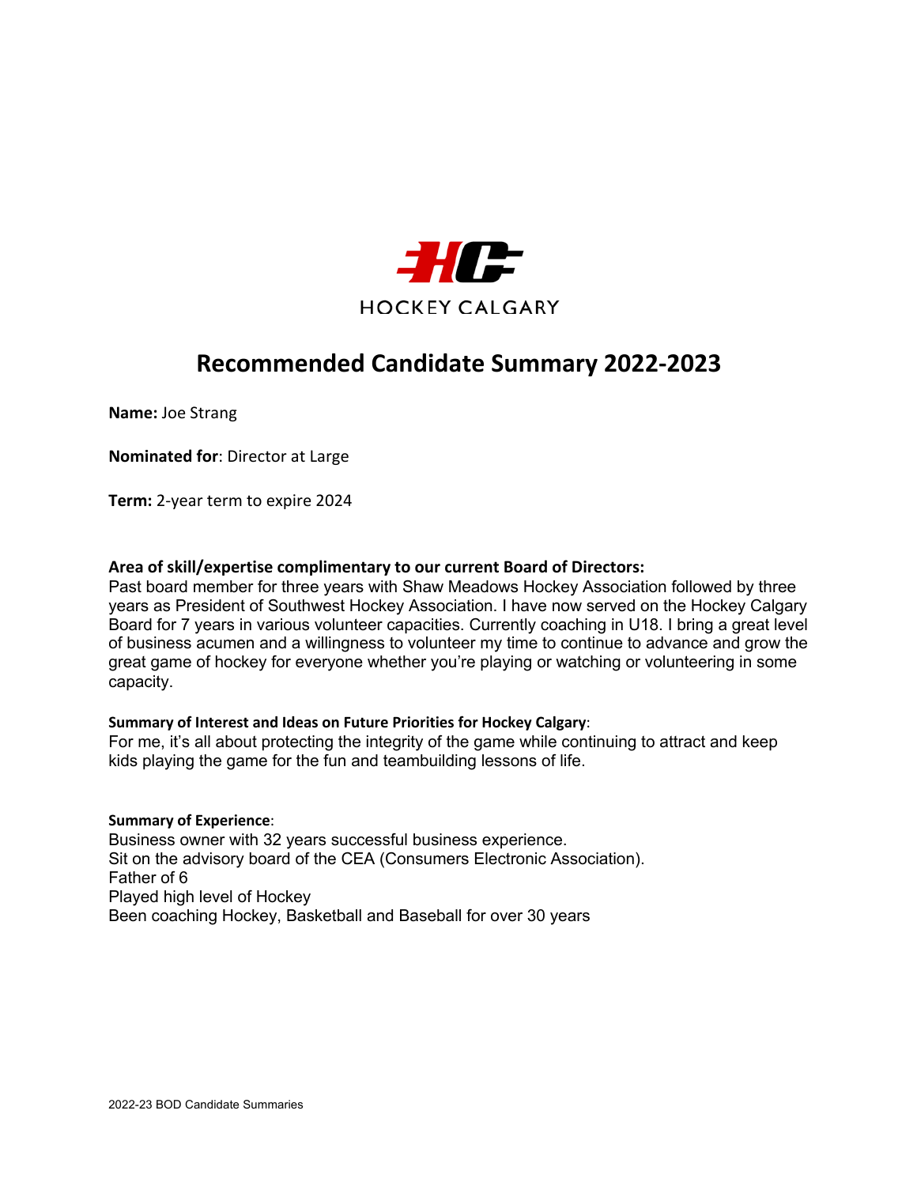HOCKEY CALGARY

# Recommended Candidate Summary 2022-2023

**Name:** Joe Strang

**Nominated for**: Director at Large

**Term:** 2-year term to expire 2024

**Area of skill/expertise complimentary to our current Board of Directors:**
Past board member for three years with Shaw Meadows Hockey Association followed by three years as President of Southwest Hockey Association. I have now served on the Hockey Calgary Board for 7 years in various volunteer capacities. Currently coaching in U18. I bring a great level of business acumen and a willingness to volunteer my time to continue to advance and grow the great game of hockey for everyone whether you're playing or watching or volunteering in some capacity.

**Summary of Interest and Ideas on Future Priorities for Hockey Calgary**:
For me, it's all about protecting the integrity of the game while continuing to attract and keep kids playing the game for the fun and teambuilding lessons of life.

**Summary of Experience**:
Business owner with 32 years successful business experience.
Sit on the advisory board of the CEA (Consumers Electronic Association).
Father of 6
Played high level of Hockey
Been coaching Hockey, Basketball and Baseball for over 30 years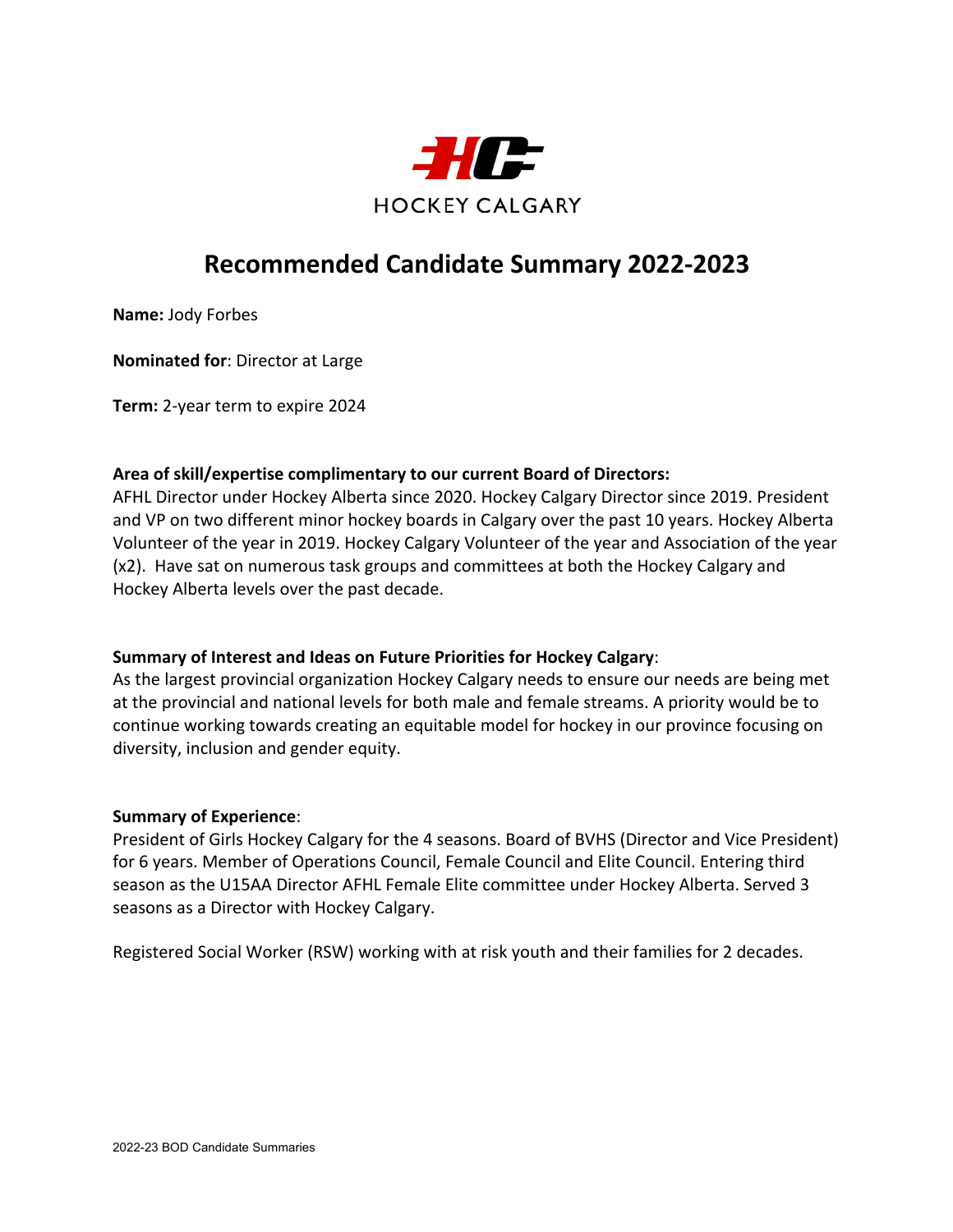HOCKEY CALGARY

# Recommended Candidate Summary 2022-2023

**Name:** Jody Forbes

**Nominated for**: Director at Large

**Term:** 2-year term to expire 2024

**Area of skill/expertise complimentary to our current Board of Directors:**
AFHL Director under Hockey Alberta since 2020. Hockey Calgary Director since 2019. President and VP on two different minor hockey boards in Calgary over the past 10 years. Hockey Alberta Volunteer of the year in 2019. Hockey Calgary Volunteer of the year and Association of the year (x2). Have sat on numerous task groups and committees at both the Hockey Calgary and Hockey Alberta levels over the past decade.

**Summary of Interest and Ideas on Future Priorities for Hockey Calgary**:
As the largest provincial organization Hockey Calgary needs to ensure our needs are being met at the provincial and national levels for both male and female streams. A priority would be to continue working towards creating an equitable model for hockey in our province focusing on diversity, inclusion and gender equity.

**Summary of Experience**:
President of Girls Hockey Calgary for the 4 seasons. Board of BVHS (Director and Vice President) for 6 years. Member of Operations Council, Female Council and Elite Council. Entering third season as the U15AA Director AFHL Female Elite committee under Hockey Alberta. Served 3 seasons as a Director with Hockey Calgary.

Registered Social Worker (RSW) working with at risk youth and their families for 2 decades.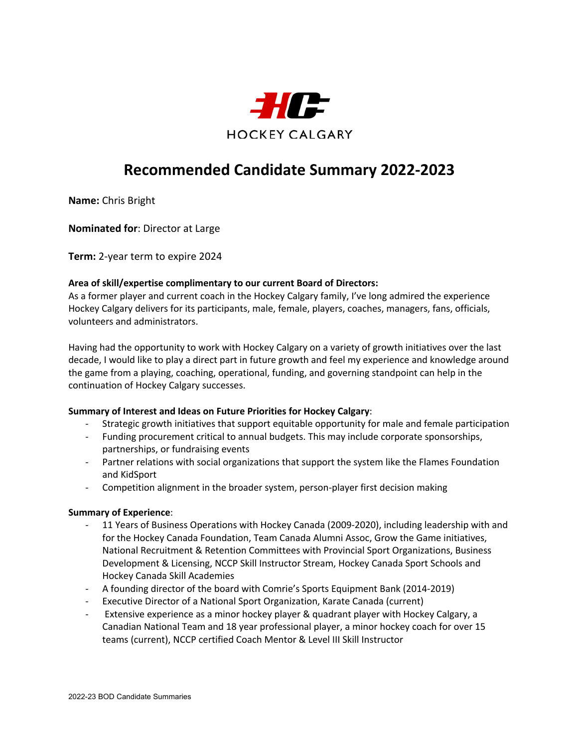HOCKEY CALGARY

# Recommended Candidate Summary 2022-2023

**Name:** Chris Bright

**Nominated for**: Director at Large

**Term:** 2-year term to expire 2024

**Area of skill/expertise complimentary to our current Board of Directors:**
As a former player and current coach in the Hockey Calgary family, I've long admired the experience Hockey Calgary delivers for its participants, male, female, players, coaches, managers, fans, officials, volunteers and administrators.

Having had the opportunity to work with Hockey Calgary on a variety of growth initiatives over the last decade, I would like to play a direct part in future growth and feel my experience and knowledge around the game from a playing, coaching, operational, funding, and governing standpoint can help in the continuation of Hockey Calgary successes.

**Summary of Interest and Ideas on Future Priorities for Hockey Calgary**:

- Strategic growth initiatives that support equitable opportunity for male and female participation
- Funding procurement critical to annual budgets. This may include corporate sponsorships, partnerships, or fundraising events
- Partner relations with social organizations that support the system like the Flames Foundation and KidSport
- Competition alignment in the broader system, person-player first decision making

**Summary of Experience**:

- 11 Years of Business Operations with Hockey Canada (2009-2020), including leadership with and for the Hockey Canada Foundation, Team Canada Alumni Assoc, Grow the Game initiatives, National Recruitment & Retention Committees with Provincial Sport Organizations, Business Development & Licensing, NCCP Skill Instructor Stream, Hockey Canada Sport Schools and Hockey Canada Skill Academies
- A founding director of the board with Comrie's Sports Equipment Bank (2014-2019)
- Executive Director of a National Sport Organization, Karate Canada (current)
- Extensive experience as a minor hockey player & quadrant player with Hockey Calgary, a Canadian National Team and 18 year professional player, a minor hockey coach for over 15 teams (current), NCCP certified Coach Mentor & Level III Skill Instructor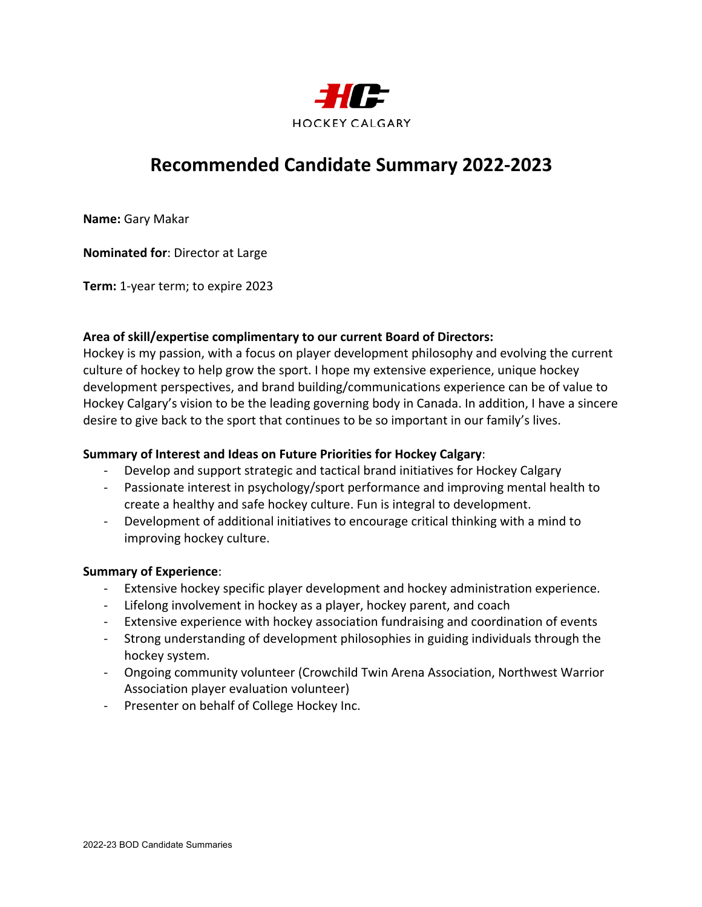HOCKEY CALGARY

# Recommended Candidate Summary 2022-2023

**Name:** Gary Makar

**Nominated for**: Director at Large

**Term:** 1-year term; to expire 2023

**Area of skill/expertise complimentary to our current Board of Directors:**
Hockey is my passion, with a focus on player development philosophy and evolving the current culture of hockey to help grow the sport. I hope my extensive experience, unique hockey development perspectives, and brand building/communications experience can be of value to Hockey Calgary's vision to be the leading governing body in Canada. In addition, I have a sincere desire to give back to the sport that continues to be so important in our family's lives.

**Summary of Interest and Ideas on Future Priorities for Hockey Calgary**:

- Develop and support strategic and tactical brand initiatives for Hockey Calgary
- Passionate interest in psychology/sport performance and improving mental health to create a healthy and safe hockey culture. Fun is integral to development.
- Development of additional initiatives to encourage critical thinking with a mind to improving hockey culture.

**Summary of Experience**:

- Extensive hockey specific player development and hockey administration experience.
- Lifelong involvement in hockey as a player, hockey parent, and coach
- Extensive experience with hockey association fundraising and coordination of events
- Strong understanding of development philosophies in guiding individuals through the hockey system.
- Ongoing community volunteer (Crowchild Twin Arena Association, Northwest Warrior Association player evaluation volunteer)
- Presenter on behalf of College Hockey Inc.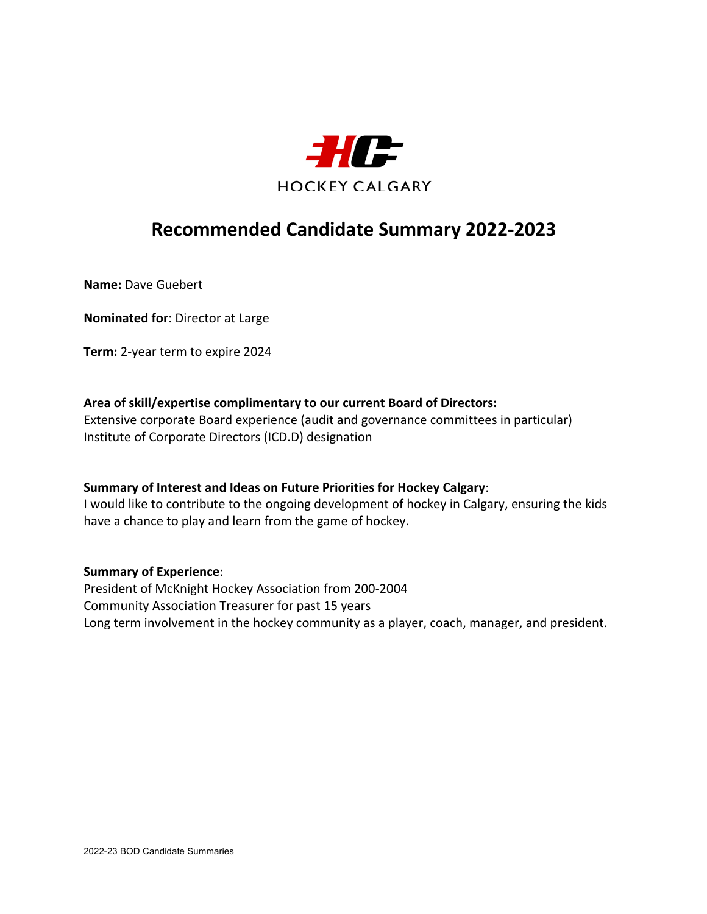HOCKEY CALGARY

# Recommended Candidate Summary 2022-2023

**Name:** Dave Guebert

**Nominated for**: Director at Large

**Term:** 2-year term to expire 2024

**Area of skill/expertise complimentary to our current Board of Directors:**
Extensive corporate Board experience (audit and governance committees in particular)
Institute of Corporate Directors (ICD.D) designation

**Summary of Interest and Ideas on Future Priorities for Hockey Calgary**:
I would like to contribute to the ongoing development of hockey in Calgary, ensuring the kids have a chance to play and learn from the game of hockey.

**Summary of Experience**:
President of McKnight Hockey Association from 200-2004
Community Association Treasurer for past 15 years
Long term involvement in the hockey community as a player, coach, manager, and president.